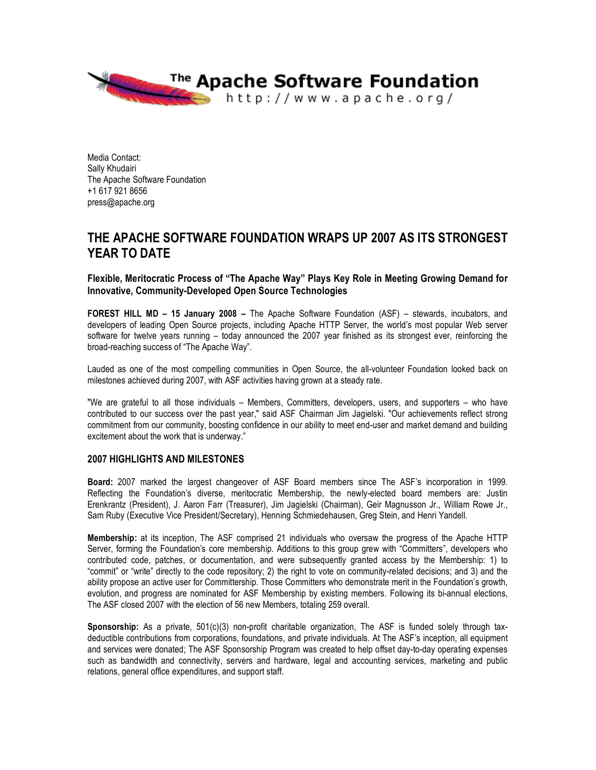The Apache Software Foundation
http://www.apache.org/

Media Contact:
Sally Khudairi
The Apache Software Foundation
+1 617 921 8656
press@apache.org

# THE APACHE SOFTWARE FOUNDATION WRAPS UP 2007 AS ITS STRONGEST YEAR TO DATE

### Flexible, Meritocratic Process of "The Apache Way" Plays Key Role in Meeting Growing Demand for Innovative, Community-Developed Open Source Technologies

**FOREST HILL MD – 15 January 2008 –** The Apache Software Foundation (ASF) – stewards, incubators, and developers of leading Open Source projects, including Apache HTTP Server, the world's most popular Web server software for twelve years running – today announced the 2007 year finished as its strongest ever, reinforcing the broad-reaching success of "The Apache Way".

Lauded as one of the most compelling communities in Open Source, the all-volunteer Foundation looked back on milestones achieved during 2007, with ASF activities having grown at a steady rate.

"We are grateful to all those individuals – Members, Committers, developers, users, and supporters – who have contributed to our success over the past year," said ASF Chairman Jim Jagielski. "Our achievements reflect strong commitment from our community, boosting confidence in our ability to meet end-user and market demand and building excitement about the work that is underway."

## 2007 HIGHLIGHTS AND MILESTONES

**Board:** 2007 marked the largest changeover of ASF Board members since The ASF's incorporation in 1999. Reflecting the Foundation's diverse, meritocratic Membership, the newly-elected board members are: Justin Erenkrantz (President), J. Aaron Farr (Treasurer), Jim Jagielski (Chairman), Geir Magnusson Jr., William Rowe Jr., Sam Ruby (Executive Vice President/Secretary), Henning Schmiedehausen, Greg Stein, and Henri Yandell.

**Membership:** at its inception, The ASF comprised 21 individuals who oversaw the progress of the Apache HTTP Server, forming the Foundation's core membership. Additions to this group grew with "Committers", developers who contributed code, patches, or documentation, and were subsequently granted access by the Membership: 1) to "commit" or "write" directly to the code repository; 2) the right to vote on community-related decisions; and 3) and the ability propose an active user for Committership. Those Committers who demonstrate merit in the Foundation's growth, evolution, and progress are nominated for ASF Membership by existing members. Following its bi-annual elections, The ASF closed 2007 with the election of 56 new Members, totaling 259 overall.

**Sponsorship:** As a private, 501(c)(3) non-profit charitable organization, The ASF is funded solely through tax-deductible contributions from corporations, foundations, and private individuals. At The ASF's inception, all equipment and services were donated; The ASF Sponsorship Program was created to help offset day-to-day operating expenses such as bandwidth and connectivity, servers and hardware, legal and accounting services, marketing and public relations, general office expenditures, and support staff.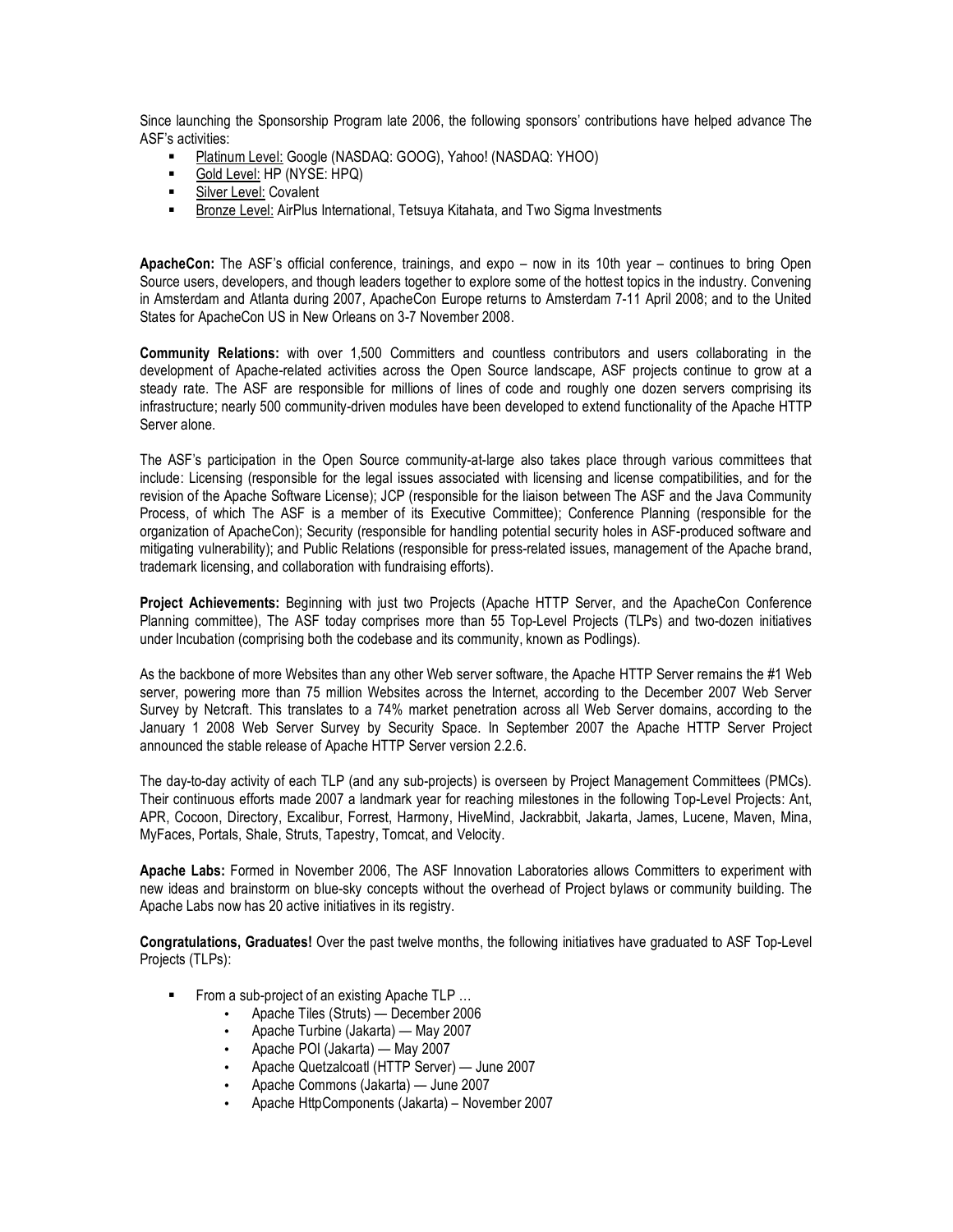Since launching the Sponsorship Program late 2006, the following sponsors' contributions have helped advance The ASF's activities:

- Platinum Level: Google (NASDAQ: GOOG), Yahoo! (NASDAQ: YHOO)
- Gold Level: HP (NYSE: HPQ)
- Silver Level: Covalent
- Bronze Level: AirPlus International, Tetsuya Kitahata, and Two Sigma Investments

**ApacheCon:** The ASF's official conference, trainings, and expo – now in its 10th year – continues to bring Open Source users, developers, and though leaders together to explore some of the hottest topics in the industry. Convening in Amsterdam and Atlanta during 2007, ApacheCon Europe returns to Amsterdam 7-11 April 2008; and to the United States for ApacheCon US in New Orleans on 3-7 November 2008.

**Community Relations:** with over 1,500 Committers and countless contributors and users collaborating in the development of Apache-related activities across the Open Source landscape, ASF projects continue to grow at a steady rate. The ASF are responsible for millions of lines of code and roughly one dozen servers comprising its infrastructure; nearly 500 community-driven modules have been developed to extend functionality of the Apache HTTP Server alone.

The ASF's participation in the Open Source community-at-large also takes place through various committees that include: Licensing (responsible for the legal issues associated with licensing and license compatibilities, and for the revision of the Apache Software License); JCP (responsible for the liaison between The ASF and the Java Community Process, of which The ASF is a member of its Executive Committee); Conference Planning (responsible for the organization of ApacheCon); Security (responsible for handling potential security holes in ASF-produced software and mitigating vulnerability); and Public Relations (responsible for press-related issues, management of the Apache brand, trademark licensing, and collaboration with fundraising efforts).

**Project Achievements:** Beginning with just two Projects (Apache HTTP Server, and the ApacheCon Conference Planning committee), The ASF today comprises more than 55 Top-Level Projects (TLPs) and two-dozen initiatives under Incubation (comprising both the codebase and its community, known as Podlings).

As the backbone of more Websites than any other Web server software, the Apache HTTP Server remains the #1 Web server, powering more than 75 million Websites across the Internet, according to the December 2007 Web Server Survey by Netcraft. This translates to a 74% market penetration across all Web Server domains, according to the January 1 2008 Web Server Survey by Security Space. In September 2007 the Apache HTTP Server Project announced the stable release of Apache HTTP Server version 2.2.6.

The day-to-day activity of each TLP (and any sub-projects) is overseen by Project Management Committees (PMCs). Their continuous efforts made 2007 a landmark year for reaching milestones in the following Top-Level Projects: Ant, APR, Cocoon, Directory, Excalibur, Forrest, Harmony, HiveMind, Jackrabbit, Jakarta, James, Lucene, Maven, Mina, MyFaces, Portals, Shale, Struts, Tapestry, Tomcat, and Velocity.

**Apache Labs:** Formed in November 2006, The ASF Innovation Laboratories allows Committers to experiment with new ideas and brainstorm on blue-sky concepts without the overhead of Project bylaws or community building. The Apache Labs now has 20 active initiatives in its registry.

**Congratulations, Graduates!** Over the past twelve months, the following initiatives have graduated to ASF Top-Level Projects (TLPs):

- From a sub-project of an existing Apache TLP …
  - Apache Tiles (Struts) — December 2006
  - Apache Turbine (Jakarta) — May 2007
  - Apache POI (Jakarta) — May 2007
  - Apache Quetzalcoatl (HTTP Server) — June 2007
  - Apache Commons (Jakarta) — June 2007
  - Apache HttpComponents (Jakarta) – November 2007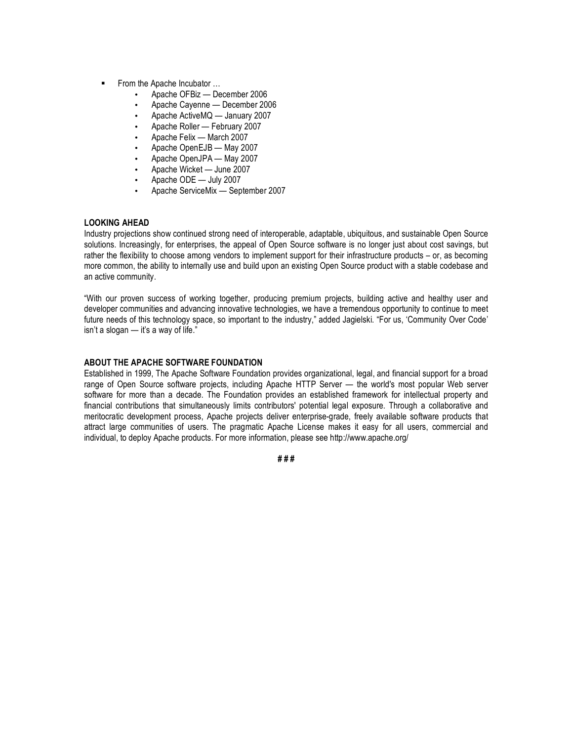- From the Apache Incubator …
  - Apache OFBiz — December 2006
  - Apache Cayenne — December 2006
  - Apache ActiveMQ — January 2007
  - Apache Roller — February 2007
  - Apache Felix — March 2007
  - Apache OpenEJB — May 2007
  - Apache OpenJPA — May 2007
  - Apache Wicket — June 2007
  - Apache ODE — July 2007
  - Apache ServiceMix — September 2007

**LOOKING AHEAD**

Industry projections show continued strong need of interoperable, adaptable, ubiquitous, and sustainable Open Source solutions. Increasingly, for enterprises, the appeal of Open Source software is no longer just about cost savings, but rather the flexibility to choose among vendors to implement support for their infrastructure products – or, as becoming more common, the ability to internally use and build upon an existing Open Source product with a stable codebase and an active community.

"With our proven success of working together, producing premium projects, building active and healthy user and developer communities and advancing innovative technologies, we have a tremendous opportunity to continue to meet future needs of this technology space, so important to the industry," added Jagielski. "For us, 'Community Over Code' isn't a slogan — it's a way of life."

**ABOUT THE APACHE SOFTWARE FOUNDATION**

Established in 1999, The Apache Software Foundation provides organizational, legal, and financial support for a broad range of Open Source software projects, including Apache HTTP Server — the world's most popular Web server software for more than a decade. The Foundation provides an established framework for intellectual property and financial contributions that simultaneously limits contributors' potential legal exposure. Through a collaborative and meritocratic development process, Apache projects deliver enterprise-grade, freely available software products that attract large communities of users. The pragmatic Apache License makes it easy for all users, commercial and individual, to deploy Apache products. For more information, please see http://www.apache.org/

# # #